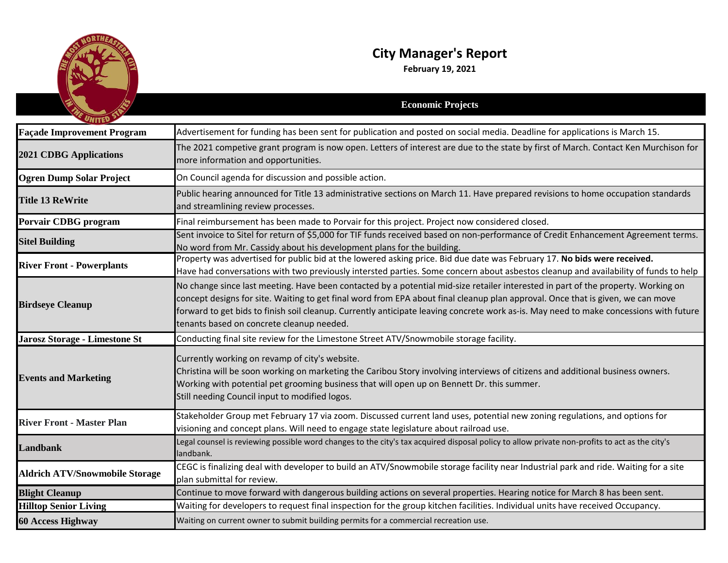# City Manager's Report

**February 19, 2021**

## Economic Projects

| Project | Status |
|---|---|
| **Façade Improvement Program** | Advertisement for funding has been sent for publication and posted on social media. Deadline for applications is March 15. |
| **2021 CDBG Applications** | The 2021 competive grant program is now open. Letters of interest are due to the state by first of March. Contact Ken Murchison for more information and opportunities. |
| **Ogren Dump Solar Project** | On Council agenda for discussion and possible action. |
| **Title 13 ReWrite** | Public hearing announced for Title 13 administrative sections on March 11. Have prepared revisions to home occupation standards and streamlining review processes. |
| **Porvair CDBG program** | Final reimbursement has been made to Porvair for this project. Project now considered closed. |
| **Sitel Building** | Sent invoice to Sitel for return of $5,000 for TIF funds received based on non-performance of Credit Enhancement Agreement terms. No word from Mr. Cassidy about his development plans for the building. |
| **River Front - Powerplants** | Property was advertised for public bid at the lowered asking price. Bid due date was February 17. **No bids were received.** Have had conversations with two previously intersted parties. Some concern about asbestos cleanup and availability of funds to help |
| **Birdseye Cleanup** | No change since last meeting. Have been contacted by a potential mid-size retailer interested in part of the property. Working on concept designs for site. Waiting to get final word from EPA about final cleanup plan approval. Once that is given, we can move forward to get bids to finish soil cleanup. Currently anticipate leaving concrete work as-is. May need to make concessions with future tenants based on concrete cleanup needed. |
| **Jarosz Storage - Limestone St** | Conducting final site review for the Limestone Street ATV/Snowmobile storage facility. |
| **Events and Marketing** | Currently working on revamp of city's website.<br>Christina will be soon working on marketing the Caribou Story involving interviews of citizens and additional business owners.<br>Working with potential pet grooming business that will open up on Bennett Dr. this summer.<br>Still needing Council input to modified logos. |
| **River Front - Master Plan** | Stakeholder Group met February 17 via zoom. Discussed current land uses, potential new zoning regulations, and options for visioning and concept plans. Will need to engage state legislature about railroad use. |
| **Landbank** | Legal counsel is reviewing possible word changes to the city's tax acquired disposal policy to allow private non-profits to act as the city's landbank. |
| **Aldrich ATV/Snowmobile Storage** | CEGC is finalizing deal with developer to build an ATV/Snowmobile storage facility near Industrial park and ride. Waiting for a site plan submittal for review. |
| **Blight Cleanup** | Continue to move forward with dangerous building actions on several properties. Hearing notice for March 8 has been sent. |
| **Hilltop Senior Living** | Waiting for developers to request final inspection for the group kitchen facilities. Individual units have received Occupancy. |
| **60 Access Highway** | Waiting on current owner to submit building permits for a commercial recreation use. |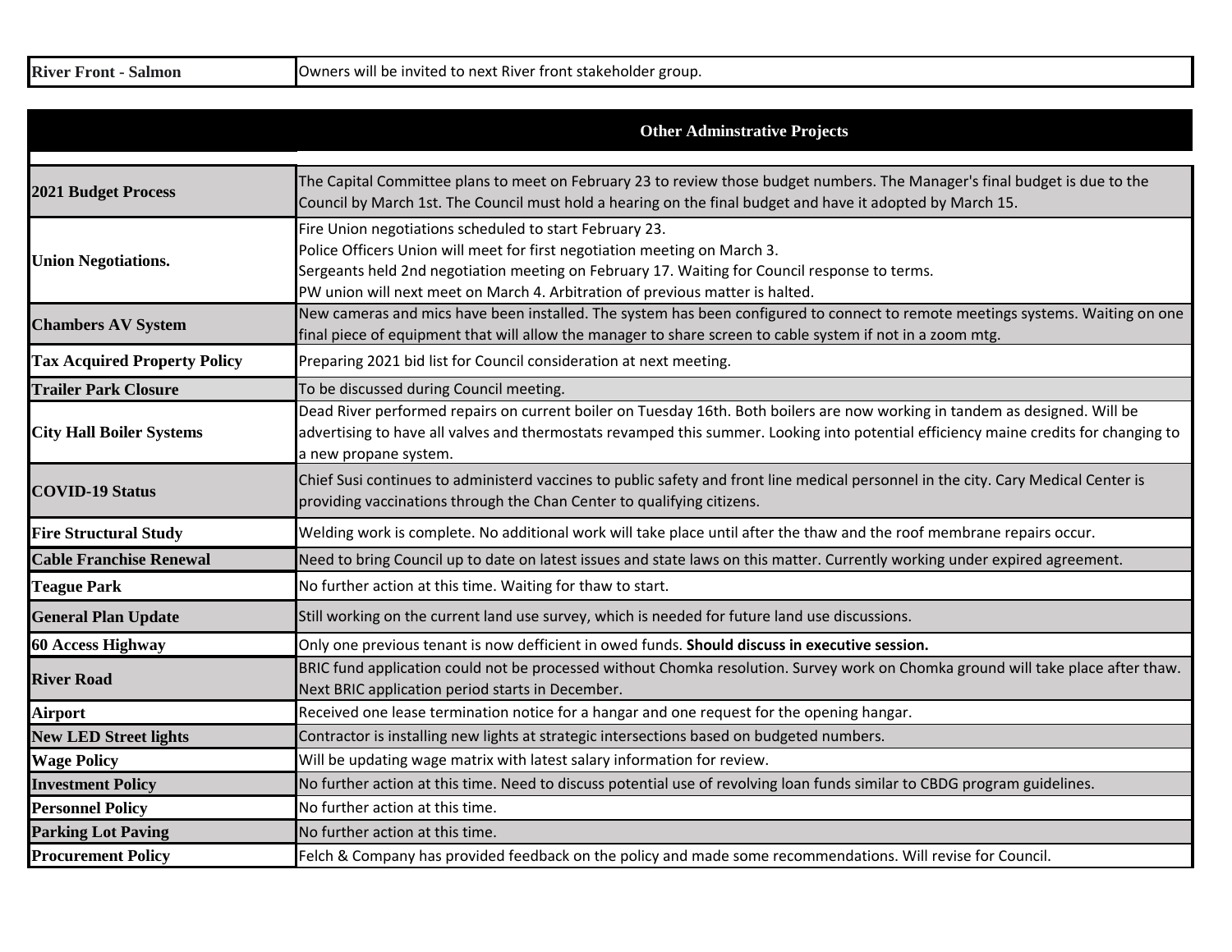| | |
|---|---|
| **River Front - Salmon** | Owners will be invited to next River front stakeholder group. |

| **Other Adminstrative Projects** | |
|---|---|
| **2021 Budget Process** | The Capital Committee plans to meet on February 23 to review those budget numbers. The Manager's final budget is due to the Council by March 1st. The Council must hold a hearing on the final budget and have it adopted by March 15. |
| **Union Negotiations.** | Fire Union negotiations scheduled to start February 23.<br>Police Officers Union will meet for first negotiation meeting on March 3.<br>Sergeants held 2nd negotiation meeting on February 17. Waiting for Council response to terms.<br>PW union will next meet on March 4. Arbitration of previous matter is halted. |
| **Chambers AV System** | New cameras and mics have been installed. The system has been configured to connect to remote meetings systems. Waiting on one final piece of equipment that will allow the manager to share screen to cable system if not in a zoom mtg. |
| **Tax Acquired Property Policy** | Preparing 2021 bid list for Council consideration at next meeting. |
| **Trailer Park Closure** | To be discussed during Council meeting. |
| **City Hall Boiler Systems** | Dead River performed repairs on current boiler on Tuesday 16th. Both boilers are now working in tandem as designed. Will be advertising to have all valves and thermostats revamped this summer. Looking into potential efficiency maine credits for changing to a new propane system. |
| **COVID-19 Status** | Chief Susi continues to administerd vaccines to public safety and front line medical personnel in the city. Cary Medical Center is providing vaccinations through the Chan Center to qualifying citizens. |
| **Fire Structural Study** | Welding work is complete. No additional work will take place until after the thaw and the roof membrane repairs occur. |
| **Cable Franchise Renewal** | Need to bring Council up to date on latest issues and state laws on this matter. Currently working under expired agreement. |
| **Teague Park** | No further action at this time. Waiting for thaw to start. |
| **General Plan Update** | Still working on the current land use survey, which is needed for future land use discussions. |
| **60 Access Highway** | Only one previous tenant is now defficient in owed funds. **Should discuss in executive session.** |
| **River Road** | BRIC fund application could not be processed without Chomka resolution. Survey work on Chomka ground will take place after thaw. Next BRIC application period starts in December. |
| **Airport** | Received one lease termination notice for a hangar and one request for the opening hangar. |
| **New LED Street lights** | Contractor is installing new lights at strategic intersections based on budgeted numbers. |
| **Wage Policy** | Will be updating wage matrix with latest salary information for review. |
| **Investment Policy** | No further action at this time. Need to discuss potential use of revolving loan funds similar to CBDG program guidelines. |
| **Personnel Policy** | No further action at this time. |
| **Parking Lot Paving** | No further action at this time. |
| **Procurement Policy** | Felch & Company has provided feedback on the policy and made some recommendations. Will revise for Council. |